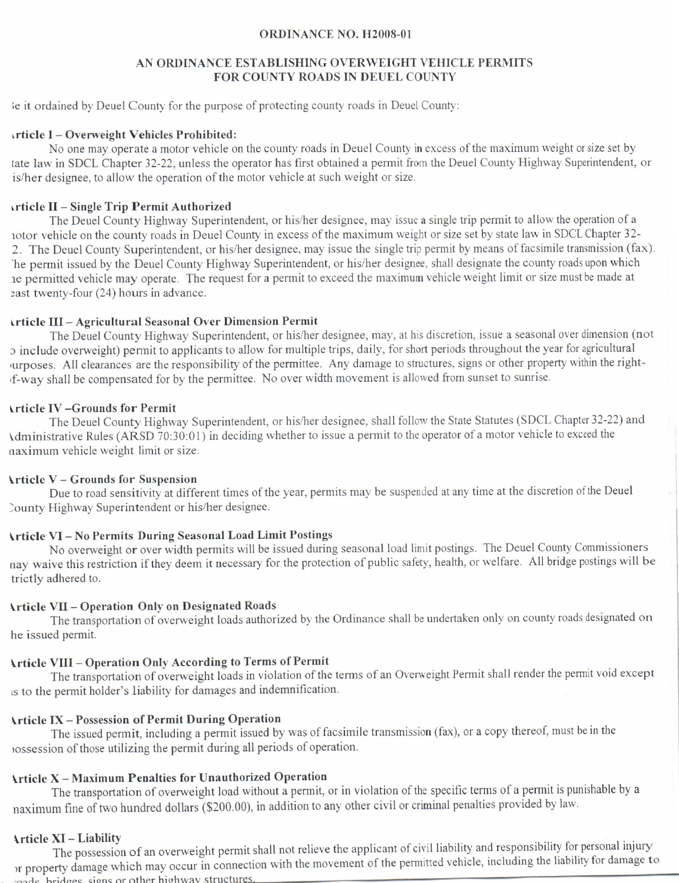# ORDINANCE NO. H2008-01

## AN ORDINANCE ESTABLISHING OVERWEIGHT VEHICLE PERMITS FOR COUNTY ROADS IN DEUEL COUNTY

Be it ordained by Deuel County for the purpose of protecting county roads in Deuel County:

### Article I – Overweight Vehicles Prohibited:

No one may operate a motor vehicle on the county roads in Deuel County in excess of the maximum weight or size set by state law in SDCL Chapter 32-22, unless the operator has first obtained a permit from the Deuel County Highway Superintendent, or his/her designee, to allow the operation of the motor vehicle at such weight or size.

### Article II – Single Trip Permit Authorized

The Deuel County Highway Superintendent, or his/her designee, may issue a single trip permit to allow the operation of a motor vehicle on the county roads in Deuel County in excess of the maximum weight or size set by state law in SDCL Chapter 32-22. The Deuel County Superintendent, or his/her designee, may issue the single trip permit by means of facsimile transmission (fax). The permit issued by the Deuel County Highway Superintendent, or his/her designee, shall designate the county roads upon which the permitted vehicle may operate. The request for a permit to exceed the maximum vehicle weight limit or size must be made at least twenty-four (24) hours in advance.

### Article III – Agricultural Seasonal Over Dimension Permit

The Deuel County Highway Superintendent, or his/her designee, may, at his discretion, issue a seasonal over dimension (not to include overweight) permit to applicants to allow for multiple trips, daily, for short periods throughout the year for agricultural purposes. All clearances are the responsibility of the permittee. Any damage to structures, signs or other property within the right-of-way shall be compensated for by the permittee. No over width movement is allowed from sunset to sunrise.

### Article IV –Grounds for Permit

The Deuel County Highway Superintendent, or his/her designee, shall follow the State Statutes (SDCL Chapter 32-22) and Administrative Rules (ARSD 70:30:01) in deciding whether to issue a permit to the operator of a motor vehicle to exceed the maximum vehicle weight limit or size.

### Article V – Grounds for Suspension

Due to road sensitivity at different times of the year, permits may be suspended at any time at the discretion of the Deuel County Highway Superintendent or his/her designee.

### Article VI – No Permits During Seasonal Load Limit Postings

No overweight or over width permits will be issued during seasonal load limit postings. The Deuel County Commissioners may waive this restriction if they deem it necessary for the protection of public safety, health, or welfare. All bridge postings will be strictly adhered to.

### Article VII – Operation Only on Designated Roads

The transportation of overweight loads authorized by the Ordinance shall be undertaken only on county roads designated on the issued permit.

### Article VIII – Operation Only According to Terms of Permit

The transportation of overweight loads in violation of the terms of an Overweight Permit shall render the permit void except as to the permit holder's liability for damages and indemnification.

### Article IX – Possession of Permit During Operation

The issued permit, including a permit issued by was of facsimile transmission (fax), or a copy thereof, must be in the possession of those utilizing the permit during all periods of operation.

### Article X – Maximum Penalties for Unauthorized Operation

The transportation of overweight load without a permit, or in violation of the specific terms of a permit is punishable by a maximum fine of two hundred dollars ($200.00), in addition to any other civil or criminal penalties provided by law.

### Article XI – Liability

The possession of an overweight permit shall not relieve the applicant of civil liability and responsibility for personal injury or property damage which may occur in connection with the movement of the permitted vehicle, including the liability for damage to roads, bridges, signs or other highway structures.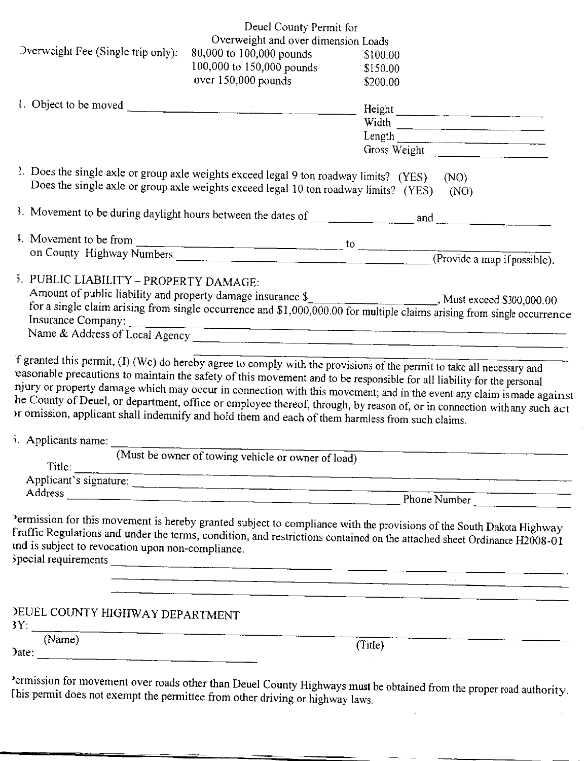Deuel County Permit for
Overweight and over dimension Loads

Overweight Fee (Single trip only):

| | |
|---|---|
| 80,000 to 100,000 pounds | $100.00 |
| 100,000 to 150,000 pounds | $150.00 |
| over 150,000 pounds | $200.00 |

1. Object to be moved ______________________________ Height ____________________
   Width ____________________
   Length ____________________
   Gross Weight ____________________

2. Does the single axle or group axle weights exceed legal 9 ton roadway limits? (YES) (NO)
   Does the single axle or group axle weights exceed legal 10 ton roadway limits? (YES) (NO)

3. Movement to be during daylight hours between the dates of ______________ and ______________

4. Movement to be from ______________________________ to ______________________________
   on County Highway Numbers ______________________________ (Provide a map if possible).

5. PUBLIC LIABILITY – PROPERTY DAMAGE:
   Amount of public liability and property damage insurance $__________________, Must exceed $300,000.00 for a single claim arising from single occurrence and $1,000,000.00 for multiple claims arising from single occurrence
   Insurance Company: ______________________________
   Name & Address of Local Agency ______________________________

If granted this permit, (I) (We) do hereby agree to comply with the provisions of the permit to take all necessary and reasonable precautions to maintain the safety of this movement and to be responsible for all liability for the personal injury or property damage which may occur in connection with this movement; and in the event any claim is made against the County of Deuel, or department, office or employee thereof, through, by reason of, or in connection with any such act or omission, applicant shall indemnify and hold them and each of them harmless from such claims.

6. Applicants name: ______________________________
   (Must be owner of towing vehicle or owner of load)
   Title: ______________________________
   Applicant's signature: ______________________________
   Address ______________________________ Phone Number ______________

Permission for this movement is hereby granted subject to compliance with the provisions of the South Dakota Highway Traffic Regulations and under the terms, condition, and restrictions contained on the attached sheet Ordinance H2008-01 and is subject to revocation upon non-compliance.
Special requirements ______________________________

DEUEL COUNTY HIGHWAY DEPARTMENT
BY: ______________________________
(Name) (Title)
Date: ______________________________

Permission for movement over roads other than Deuel County Highways must be obtained from the proper road authority. This permit does not exempt the permittee from other driving or highway laws.